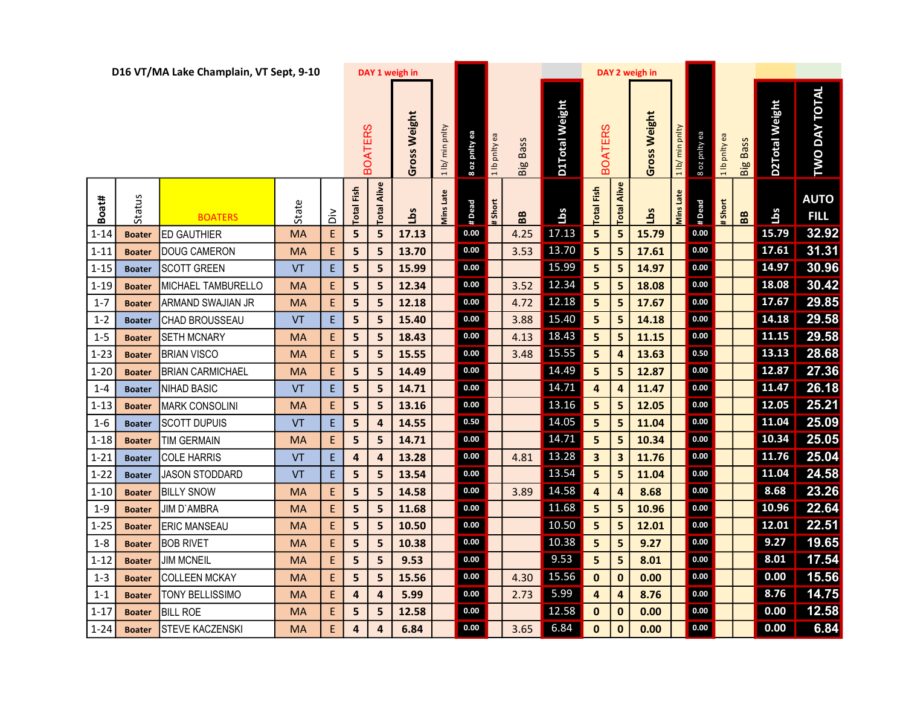## D16 VT/MA Lake Champlain, VT Sept, 9-10

| | | | | | DAY 1 weigh in | | | | | | | | | DAY 2 weigh in | | | | | | | | |
|---|---|---|---|---|---|---|---|---|---|---|---|---|---|---|---|---|---|---|---|---|---|---|
| | | | | | BOATERS | | Gross Weight | 1 lb/ min pnlty | 8 oz pnlty ea | 1 lb pnlty ea | Big Bass | D1Total Weight | BOATERS | | Gross Weight | 1 lb/ min pnlty | 8 oz pnlty ea | 1 lb pnlty ea | Big Bass | D2Total Weight | TWO DAY TOTAL |
| Boat# | Status | BOATERS | State | Div | Total Fish | Total Alive | Lbs | Mins Late | # Dead | # Short | BB | Lbs | Total Fish | Total Alive | Lbs | Mins Late | # Dead | # Short | BB | Lbs | AUTO FILL |
| 1-14 | Boater | ED GAUTHIER | MA | E | 5 | 5 | 17.13 | | 0.00 | | 4.25 | 17.13 | 5 | 5 | 15.79 | | 0.00 | | | 15.79 | 32.92 |
| 1-11 | Boater | DOUG CAMERON | MA | E | 5 | 5 | 13.70 | | 0.00 | | 3.53 | 13.70 | 5 | 5 | 17.61 | | 0.00 | | | 17.61 | 31.31 |
| 1-15 | Boater | SCOTT GREEN | VT | E | 5 | 5 | 15.99 | | 0.00 | | | 15.99 | 5 | 5 | 14.97 | | 0.00 | | | 14.97 | 30.96 |
| 1-19 | Boater | MICHAEL TAMBURELLO | MA | E | 5 | 5 | 12.34 | | 0.00 | | 3.52 | 12.34 | 5 | 5 | 18.08 | | 0.00 | | | 18.08 | 30.42 |
| 1-7 | Boater | ARMAND SWAJIAN JR | MA | E | 5 | 5 | 12.18 | | 0.00 | | 4.72 | 12.18 | 5 | 5 | 17.67 | | 0.00 | | | 17.67 | 29.85 |
| 1-2 | Boater | CHAD BROUSSEAU | VT | E | 5 | 5 | 15.40 | | 0.00 | | 3.88 | 15.40 | 5 | 5 | 14.18 | | 0.00 | | | 14.18 | 29.58 |
| 1-5 | Boater | SETH MCNARY | MA | E | 5 | 5 | 18.43 | | 0.00 | | 4.13 | 18.43 | 5 | 5 | 11.15 | | 0.00 | | | 11.15 | 29.58 |
| 1-23 | Boater | BRIAN VISCO | MA | E | 5 | 5 | 15.55 | | 0.00 | | 3.48 | 15.55 | 5 | 4 | 13.63 | | 0.50 | | | 13.13 | 28.68 |
| 1-20 | Boater | BRIAN CARMICHAEL | MA | E | 5 | 5 | 14.49 | | 0.00 | | | 14.49 | 5 | 5 | 12.87 | | 0.00 | | | 12.87 | 27.36 |
| 1-4 | Boater | NIHAD BASIC | VT | E | 5 | 5 | 14.71 | | 0.00 | | | 14.71 | 4 | 4 | 11.47 | | 0.00 | | | 11.47 | 26.18 |
| 1-13 | Boater | MARK CONSOLINI | MA | E | 5 | 5 | 13.16 | | 0.00 | | | 13.16 | 5 | 5 | 12.05 | | 0.00 | | | 12.05 | 25.21 |
| 1-6 | Boater | SCOTT DUPUIS | VT | E | 5 | 4 | 14.55 | | 0.50 | | | 14.05 | 5 | 5 | 11.04 | | 0.00 | | | 11.04 | 25.09 |
| 1-18 | Boater | TIM GERMAIN | MA | E | 5 | 5 | 14.71 | | 0.00 | | | 14.71 | 5 | 5 | 10.34 | | 0.00 | | | 10.34 | 25.05 |
| 1-21 | Boater | COLE HARRIS | VT | E | 4 | 4 | 13.28 | | 0.00 | | 4.81 | 13.28 | 3 | 3 | 11.76 | | 0.00 | | | 11.76 | 25.04 |
| 1-22 | Boater | JASON STODDARD | VT | E | 5 | 5 | 13.54 | | 0.00 | | | 13.54 | 5 | 5 | 11.04 | | 0.00 | | | 11.04 | 24.58 |
| 1-10 | Boater | BILLY SNOW | MA | E | 5 | 5 | 14.58 | | 0.00 | | 3.89 | 14.58 | 4 | 4 | 8.68 | | 0.00 | | | 8.68 | 23.26 |
| 1-9 | Boater | JIM D`AMBRA | MA | E | 5 | 5 | 11.68 | | 0.00 | | | 11.68 | 5 | 5 | 10.96 | | 0.00 | | | 10.96 | 22.64 |
| 1-25 | Boater | ERIC MANSEAU | MA | E | 5 | 5 | 10.50 | | 0.00 | | | 10.50 | 5 | 5 | 12.01 | | 0.00 | | | 12.01 | 22.51 |
| 1-8 | Boater | BOB RIVET | MA | E | 5 | 5 | 10.38 | | 0.00 | | | 10.38 | 5 | 5 | 9.27 | | 0.00 | | | 9.27 | 19.65 |
| 1-12 | Boater | JIM MCNEIL | MA | E | 5 | 5 | 9.53 | | 0.00 | | | 9.53 | 5 | 5 | 8.01 | | 0.00 | | | 8.01 | 17.54 |
| 1-3 | Boater | COLLEEN MCKAY | MA | E | 5 | 5 | 15.56 | | 0.00 | | 4.30 | 15.56 | 0 | 0 | 0.00 | | 0.00 | | | 0.00 | 15.56 |
| 1-1 | Boater | TONY BELLISSIMO | MA | E | 4 | 4 | 5.99 | | 0.00 | | 2.73 | 5.99 | 4 | 4 | 8.76 | | 0.00 | | | 8.76 | 14.75 |
| 1-17 | Boater | BILL ROE | MA | E | 5 | 5 | 12.58 | | 0.00 | | | 12.58 | 0 | 0 | 0.00 | | 0.00 | | | 0.00 | 12.58 |
| 1-24 | Boater | STEVE KACZENSKI | MA | E | 4 | 4 | 6.84 | | 0.00 | | 3.65 | 6.84 | 0 | 0 | 0.00 | | 0.00 | | | 0.00 | 6.84 |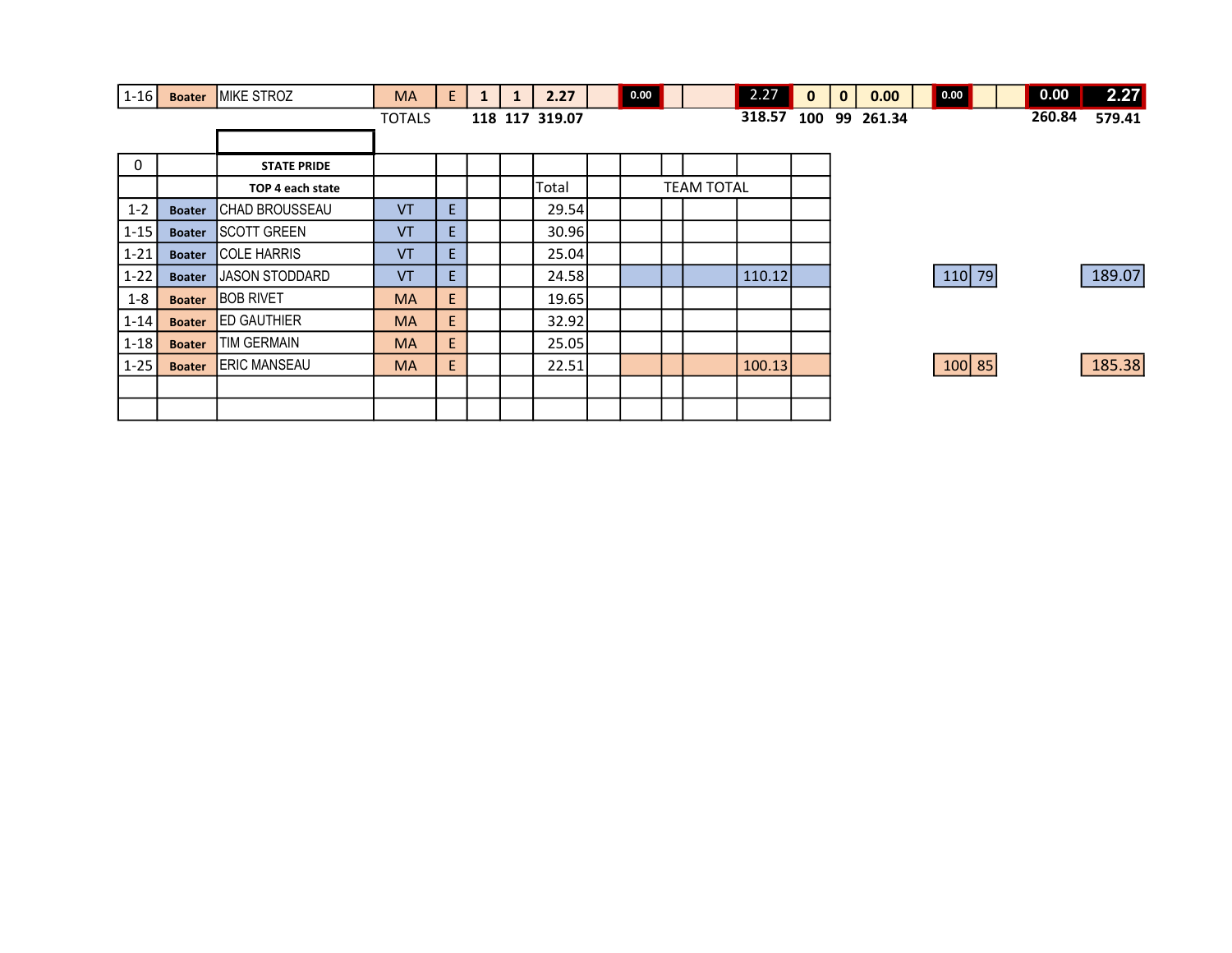| | | | | | | | | | | | | | | | | | | | | | |
|---|---|---|---|---|---|---|---|---|---|---|---|---|---|---|---|---|---|---|---|---|---|
| 1-16 | Boater | MIKE STROZ | MA | E | 1 | 1 | 2.27 | | 0.00 | | | 2.27 | 0 | 0 | 0.00 | | 0.00 | | | 0.00 | 2.27 |
| | | | TOTALS | | 118 | 117 | 319.07 | | | | | 318.57 | 100 | 99 | 261.34 | | | | | 260.84 | 579.41 |

| | | | | | | | | | | | | | | | | | |
|---|---|---|---|---|---|---|---|---|---|---|---|---|---|---|---|---|---|
| 0 | | **STATE PRIDE** | | | | | | | | | | | | | | | |
| | | **TOP 4 each state** | | | | | Total | | TEAM TOTAL | | | | | | | | |
| 1-2 | Boater | CHAD BROUSSEAU | VT | E | | | 29.54 | | | | | | | | | | |
| 1-15 | Boater | SCOTT GREEN | VT | E | | | 30.96 | | | | | | | | | | |
| 1-21 | Boater | COLE HARRIS | VT | E | | | 25.04 | | | | | | | | | | |
| 1-22 | Boater | JASON STODDARD | VT | E | | | 24.58 | | | | | 110.12 | | 110 | 79 | | 189.07 |
| 1-8 | Boater | BOB RIVET | MA | E | | | 19.65 | | | | | | | | | | |
| 1-14 | Boater | ED GAUTHIER | MA | E | | | 32.92 | | | | | | | | | | |
| 1-18 | Boater | TIM GERMAIN | MA | E | | | 25.05 | | | | | | | | | | |
| 1-25 | Boater | ERIC MANSEAU | MA | E | | | 22.51 | | | | | 100.13 | | 100 | 85 | | 185.38 |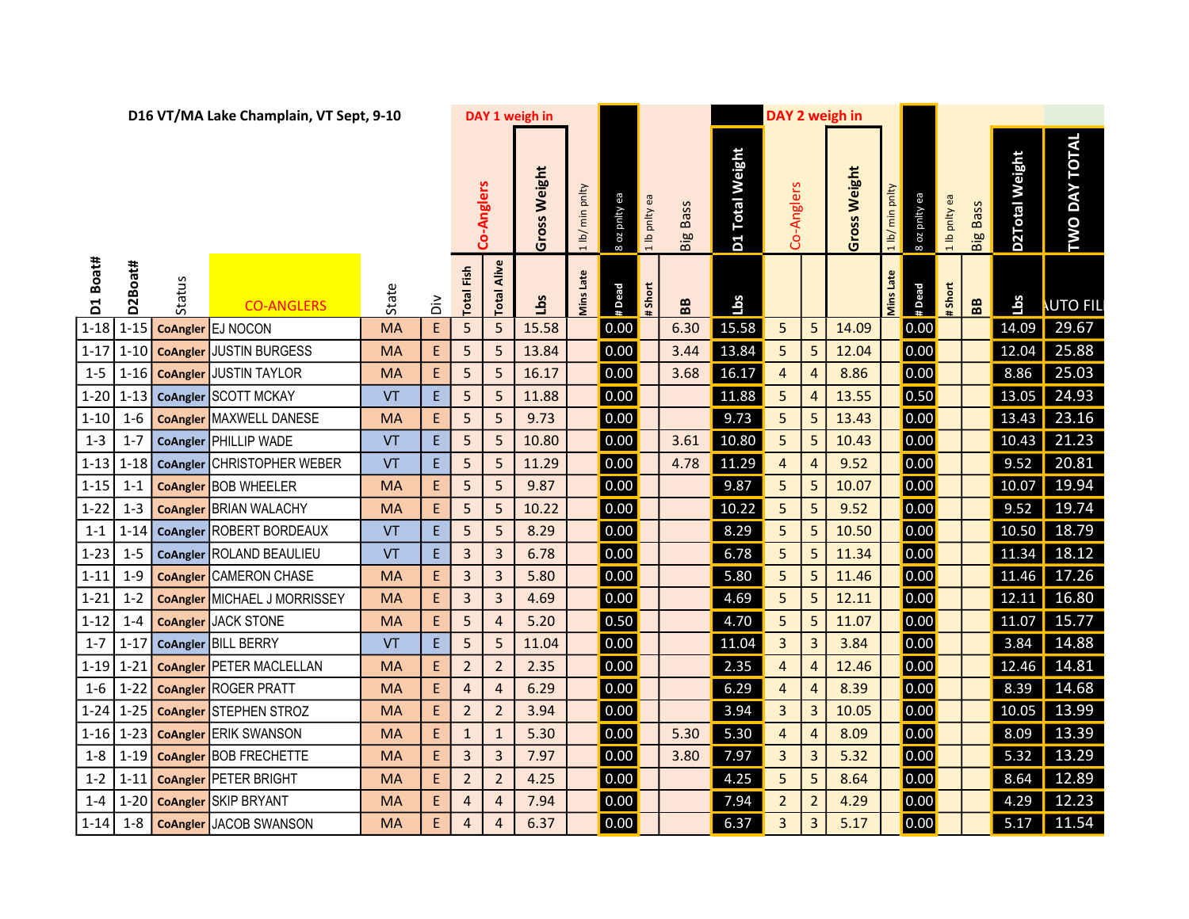**D16 VT/MA Lake Champlain, VT Sept, 9-10**

| D1 Boat# | D2Boat# | Status | CO-ANGLERS | State | Div | DAY 1 weigh in Co-Anglers Total Fish | Total Alive | Gross Weight Lbs | 1 lb/ min pnlty Mins Late | 8 oz pnlty ea # Dead | 1 lb pnlty ea # Short | Big Bass BB | D1 Total Weight Lbs | DAY 2 weigh in Co-Anglers | | Gross Weight | 1 lb/ min pnlty Mins Late | 8 oz pnlty ea # Dead | 1 lb pnlty ea # Short | Big Bass BB | D2Total Weight Lbs | TWO DAY TOTAL AUTO FIL |
|---|---|---|---|---|---|---|---|---|---|---|---|---|---|---|---|---|---|---|---|---|---|---|
| 1-18 | 1-15 | CoAngler | EJ NOCON | MA | E | 5 | 5 | 15.58 | | 0.00 | | 6.30 | 15.58 | 5 | 5 | 14.09 | | 0.00 | | | 14.09 | 29.67 |
| 1-17 | 1-10 | CoAngler | JUSTIN BURGESS | MA | E | 5 | 5 | 13.84 | | 0.00 | | 3.44 | 13.84 | 5 | 5 | 12.04 | | 0.00 | | | 12.04 | 25.88 |
| 1-5 | 1-16 | CoAngler | JUSTIN TAYLOR | MA | E | 5 | 5 | 16.17 | | 0.00 | | 3.68 | 16.17 | 4 | 4 | 8.86 | | 0.00 | | | 8.86 | 25.03 |
| 1-20 | 1-13 | CoAngler | SCOTT MCKAY | VT | E | 5 | 5 | 11.88 | | 0.00 | | | 11.88 | 5 | 4 | 13.55 | | 0.50 | | | 13.05 | 24.93 |
| 1-10 | 1-6 | CoAngler | MAXWELL DANESE | MA | E | 5 | 5 | 9.73 | | 0.00 | | | 9.73 | 5 | 5 | 13.43 | | 0.00 | | | 13.43 | 23.16 |
| 1-3 | 1-7 | CoAngler | PHILLIP WADE | VT | E | 5 | 5 | 10.80 | | 0.00 | | 3.61 | 10.80 | 5 | 5 | 10.43 | | 0.00 | | | 10.43 | 21.23 |
| 1-13 | 1-18 | CoAngler | CHRISTOPHER WEBER | VT | E | 5 | 5 | 11.29 | | 0.00 | | 4.78 | 11.29 | 4 | 4 | 9.52 | | 0.00 | | | 9.52 | 20.81 |
| 1-15 | 1-1 | CoAngler | BOB WHEELER | MA | E | 5 | 5 | 9.87 | | 0.00 | | | 9.87 | 5 | 5 | 10.07 | | 0.00 | | | 10.07 | 19.94 |
| 1-22 | 1-3 | CoAngler | BRIAN WALACHY | MA | E | 5 | 5 | 10.22 | | 0.00 | | | 10.22 | 5 | 5 | 9.52 | | 0.00 | | | 9.52 | 19.74 |
| 1-1 | 1-14 | CoAngler | ROBERT BORDEAUX | VT | E | 5 | 5 | 8.29 | | 0.00 | | | 8.29 | 5 | 5 | 10.50 | | 0.00 | | | 10.50 | 18.79 |
| 1-23 | 1-5 | CoAngler | ROLAND BEAULIEU | VT | E | 3 | 3 | 6.78 | | 0.00 | | | 6.78 | 5 | 5 | 11.34 | | 0.00 | | | 11.34 | 18.12 |
| 1-11 | 1-9 | CoAngler | CAMERON CHASE | MA | E | 3 | 3 | 5.80 | | 0.00 | | | 5.80 | 5 | 5 | 11.46 | | 0.00 | | | 11.46 | 17.26 |
| 1-21 | 1-2 | CoAngler | MICHAEL J MORRISSEY | MA | E | 3 | 3 | 4.69 | | 0.00 | | | 4.69 | 5 | 5 | 12.11 | | 0.00 | | | 12.11 | 16.80 |
| 1-12 | 1-4 | CoAngler | JACK STONE | MA | E | 5 | 4 | 5.20 | | 0.50 | | | 4.70 | 5 | 5 | 11.07 | | 0.00 | | | 11.07 | 15.77 |
| 1-7 | 1-17 | CoAngler | BILL BERRY | VT | E | 5 | 5 | 11.04 | | 0.00 | | | 11.04 | 3 | 3 | 3.84 | | 0.00 | | | 3.84 | 14.88 |
| 1-19 | 1-21 | CoAngler | PETER MACLELLAN | MA | E | 2 | 2 | 2.35 | | 0.00 | | | 2.35 | 4 | 4 | 12.46 | | 0.00 | | | 12.46 | 14.81 |
| 1-6 | 1-22 | CoAngler | ROGER PRATT | MA | E | 4 | 4 | 6.29 | | 0.00 | | | 6.29 | 4 | 4 | 8.39 | | 0.00 | | | 8.39 | 14.68 |
| 1-24 | 1-25 | CoAngler | STEPHEN STROZ | MA | E | 2 | 2 | 3.94 | | 0.00 | | | 3.94 | 3 | 3 | 10.05 | | 0.00 | | | 10.05 | 13.99 |
| 1-16 | 1-23 | CoAngler | ERIK SWANSON | MA | E | 1 | 1 | 5.30 | | 0.00 | | 5.30 | 5.30 | 4 | 4 | 8.09 | | 0.00 | | | 8.09 | 13.39 |
| 1-8 | 1-19 | CoAngler | BOB FRECHETTE | MA | E | 3 | 3 | 7.97 | | 0.00 | | 3.80 | 7.97 | 3 | 3 | 5.32 | | 0.00 | | | 5.32 | 13.29 |
| 1-2 | 1-11 | CoAngler | PETER BRIGHT | MA | E | 2 | 2 | 4.25 | | 0.00 | | | 4.25 | 5 | 5 | 8.64 | | 0.00 | | | 8.64 | 12.89 |
| 1-4 | 1-20 | CoAngler | SKIP BRYANT | MA | E | 4 | 4 | 7.94 | | 0.00 | | | 7.94 | 2 | 2 | 4.29 | | 0.00 | | | 4.29 | 12.23 |
| 1-14 | 1-8 | CoAngler | JACOB SWANSON | MA | E | 4 | 4 | 6.37 | | 0.00 | | | 6.37 | 3 | 3 | 5.17 | | 0.00 | | | 5.17 | 11.54 |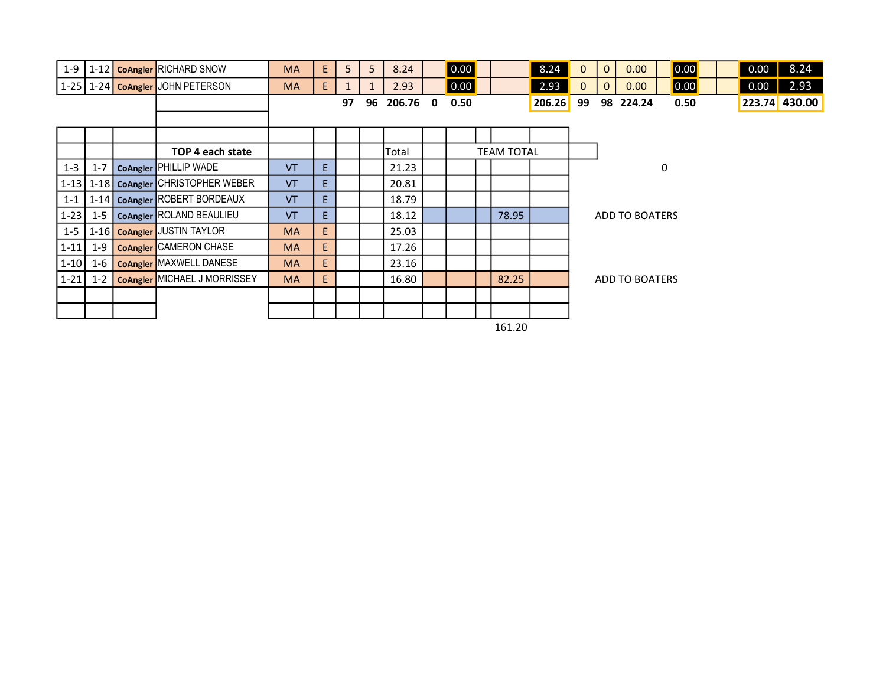| | | | | | | | | | | | | | | | | | | | | | | |
|---|---|---|---|---|---|---|---|---|---|---|---|---|---|---|---|---|---|---|---|---|---|---|
| 1-9 | 1-12 | CoAngler | RICHARD SNOW | MA | E | 5 | 5 | 8.24 | | 0.00 | | 8.24 | 0 | 0 | 0.00 | | 0.00 | | | 0.00 | 8.24 |
| 1-25 | 1-24 | CoAngler | JOHN PETERSON | MA | E | 1 | 1 | 2.93 | | 0.00 | | 2.93 | 0 | 0 | 0.00 | | 0.00 | | | 0.00 | 2.93 |
| | | | | | | 97 | 96 | 206.76 | 0 | 0.50 | | 206.26 | 99 | 98 | 224.24 | | 0.50 | | | 223.74 | 430.00 |

| | | | | | | | | | | | | | |
|---|---|---|---|---|---|---|---|---|---|---|---|---|---|
| | | | TOP 4 each state | | | | | Total | | TEAM TOTAL | | | |
| 1-3 | 1-7 | CoAngler | PHILLIP WADE | VT | E | | | 21.23 | | | | | 0 |
| 1-13 | 1-18 | CoAngler | CHRISTOPHER WEBER | VT | E | | | 20.81 | | | | | |
| 1-1 | 1-14 | CoAngler | ROBERT BORDEAUX | VT | E | | | 18.79 | | | | | |
| 1-23 | 1-5 | CoAngler | ROLAND BEAULIEU | VT | E | | | 18.12 | | | 78.95 | | ADD TO BOATERS |
| 1-5 | 1-16 | CoAngler | JUSTIN TAYLOR | MA | E | | | 25.03 | | | | | |
| 1-11 | 1-9 | CoAngler | CAMERON CHASE | MA | E | | | 17.26 | | | | | |
| 1-10 | 1-6 | CoAngler | MAXWELL DANESE | MA | E | | | 23.16 | | | | | |
| 1-21 | 1-2 | CoAngler | MICHAEL J MORRISSEY | MA | E | | | 16.80 | | | 82.25 | | ADD TO BOATERS |
| | | | | | | | | | | | 161.20 | | |